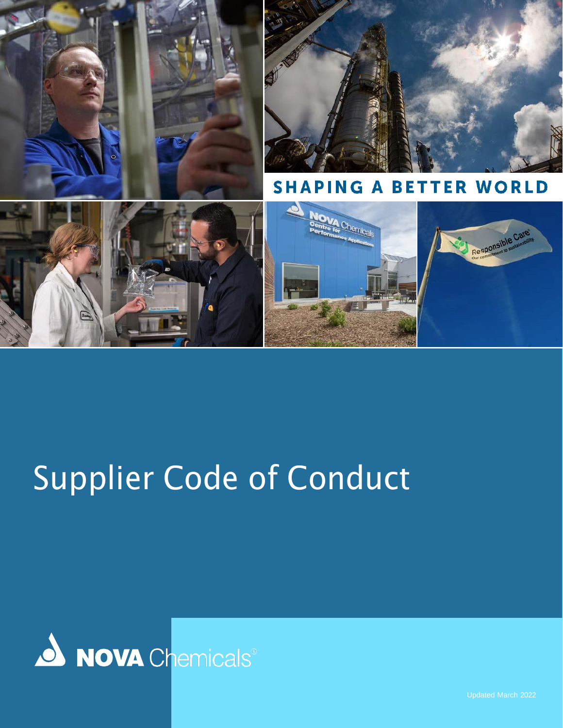SHAPING A BETTER WORLD

# Supplier Code of Conduct

NOVA Chemicals®

Updated March 2022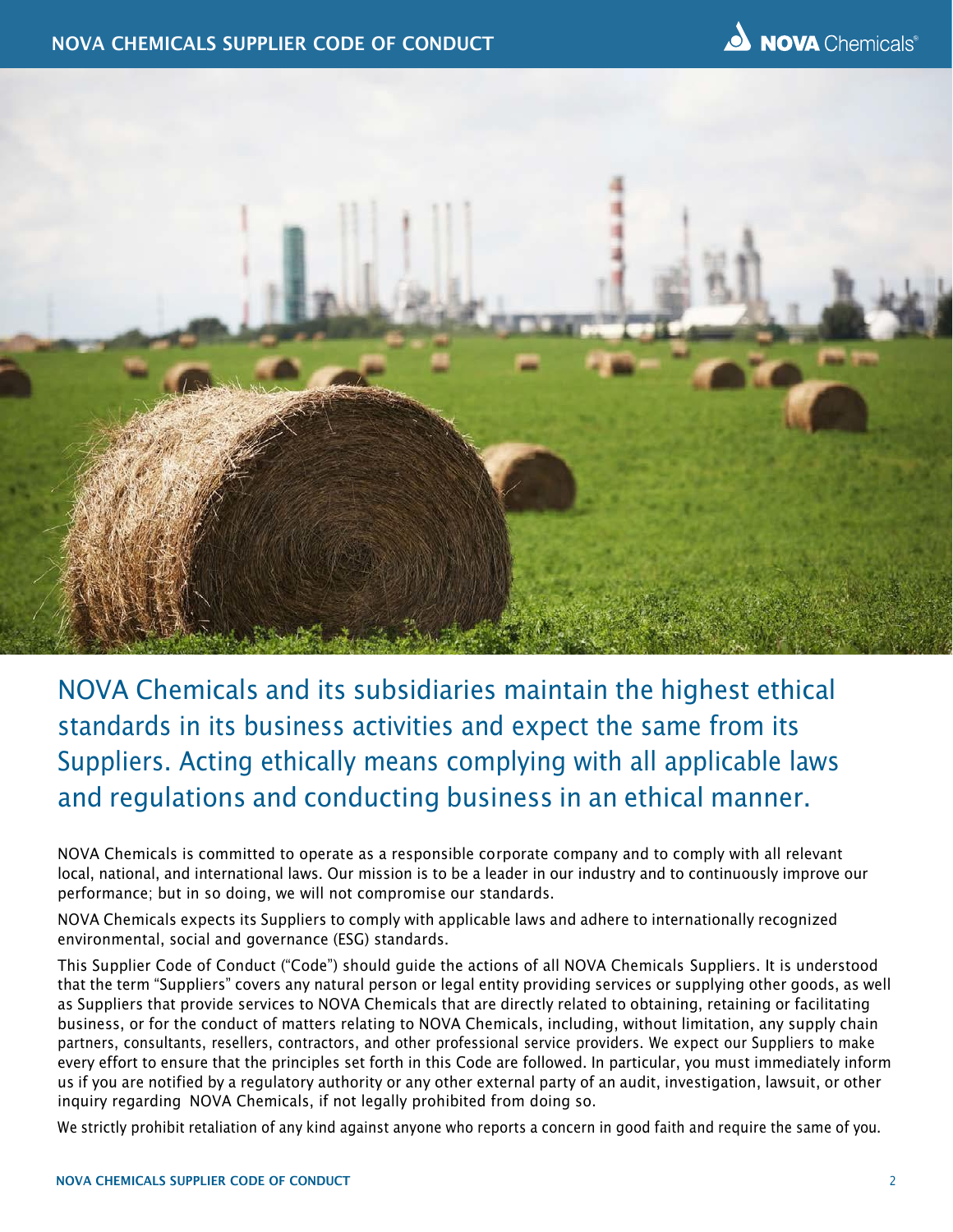NOVA Chemicals and its subsidiaries maintain the highest ethical standards in its business activities and expect the same from its Suppliers. Acting ethically means complying with all applicable laws and regulations and conducting business in an ethical manner.

NOVA Chemicals is committed to operate as a responsible corporate company and to comply with all relevant local, national, and international laws. Our mission is to be a leader in our industry and to continuously improve our performance; but in so doing, we will not compromise our standards.

NOVA Chemicals expects its Suppliers to comply with applicable laws and adhere to internationally recognized environmental, social and governance (ESG) standards.

This Supplier Code of Conduct ("Code") should guide the actions of all NOVA Chemicals Suppliers. It is understood that the term "Suppliers" covers any natural person or legal entity providing services or supplying other goods, as well as Suppliers that provide services to NOVA Chemicals that are directly related to obtaining, retaining or facilitating business, or for the conduct of matters relating to NOVA Chemicals, including, without limitation, any supply chain partners, consultants, resellers, contractors, and other professional service providers. We expect our Suppliers to make every effort to ensure that the principles set forth in this Code are followed. In particular, you must immediately inform us if you are notified by a regulatory authority or any other external party of an audit, investigation, lawsuit, or other inquiry regarding NOVA Chemicals, if not legally prohibited from doing so.

We strictly prohibit retaliation of any kind against anyone who reports a concern in good faith and require the same of you.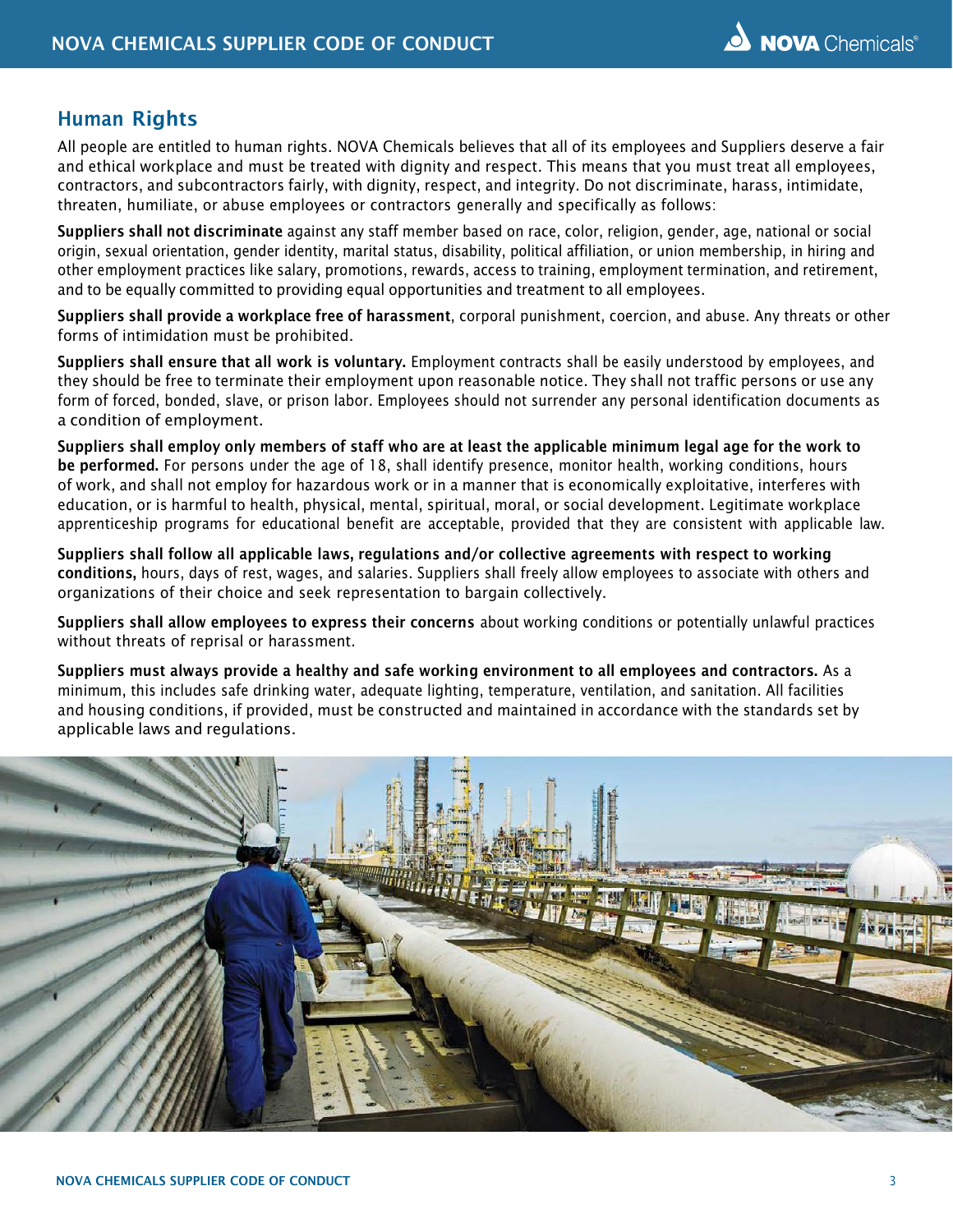## Human Rights

All people are entitled to human rights. NOVA Chemicals believes that all of its employees and Suppliers deserve a fair and ethical workplace and must be treated with dignity and respect. This means that you must treat all employees, contractors, and subcontractors fairly, with dignity, respect, and integrity. Do not discriminate, harass, intimidate, threaten, humiliate, or abuse employees or contractors generally and specifically as follows:

**Suppliers shall not discriminate** against any staff member based on race, color, religion, gender, age, national or social origin, sexual orientation, gender identity, marital status, disability, political affiliation, or union membership, in hiring and other employment practices like salary, promotions, rewards, access to training, employment termination, and retirement, and to be equally committed to providing equal opportunities and treatment to all employees.

**Suppliers shall provide a workplace free of harassment**, corporal punishment, coercion, and abuse. Any threats or other forms of intimidation must be prohibited.

**Suppliers shall ensure that all work is voluntary.** Employment contracts shall be easily understood by employees, and they should be free to terminate their employment upon reasonable notice. They shall not traffic persons or use any form of forced, bonded, slave, or prison labor. Employees should not surrender any personal identification documents as a condition of employment.

**Suppliers shall employ only members of staff who are at least the applicable minimum legal age for the work to be performed.** For persons under the age of 18, shall identify presence, monitor health, working conditions, hours of work, and shall not employ for hazardous work or in a manner that is economically exploitative, interferes with education, or is harmful to health, physical, mental, spiritual, moral, or social development. Legitimate workplace apprenticeship programs for educational benefit are acceptable, provided that they are consistent with applicable law.

**Suppliers shall follow all applicable laws, regulations and/or collective agreements with respect to working conditions,** hours, days of rest, wages, and salaries. Suppliers shall freely allow employees to associate with others and organizations of their choice and seek representation to bargain collectively.

**Suppliers shall allow employees to express their concerns** about working conditions or potentially unlawful practices without threats of reprisal or harassment.

**Suppliers must always provide a healthy and safe working environment to all employees and contractors.** As a minimum, this includes safe drinking water, adequate lighting, temperature, ventilation, and sanitation. All facilities and housing conditions, if provided, must be constructed and maintained in accordance with the standards set by applicable laws and regulations.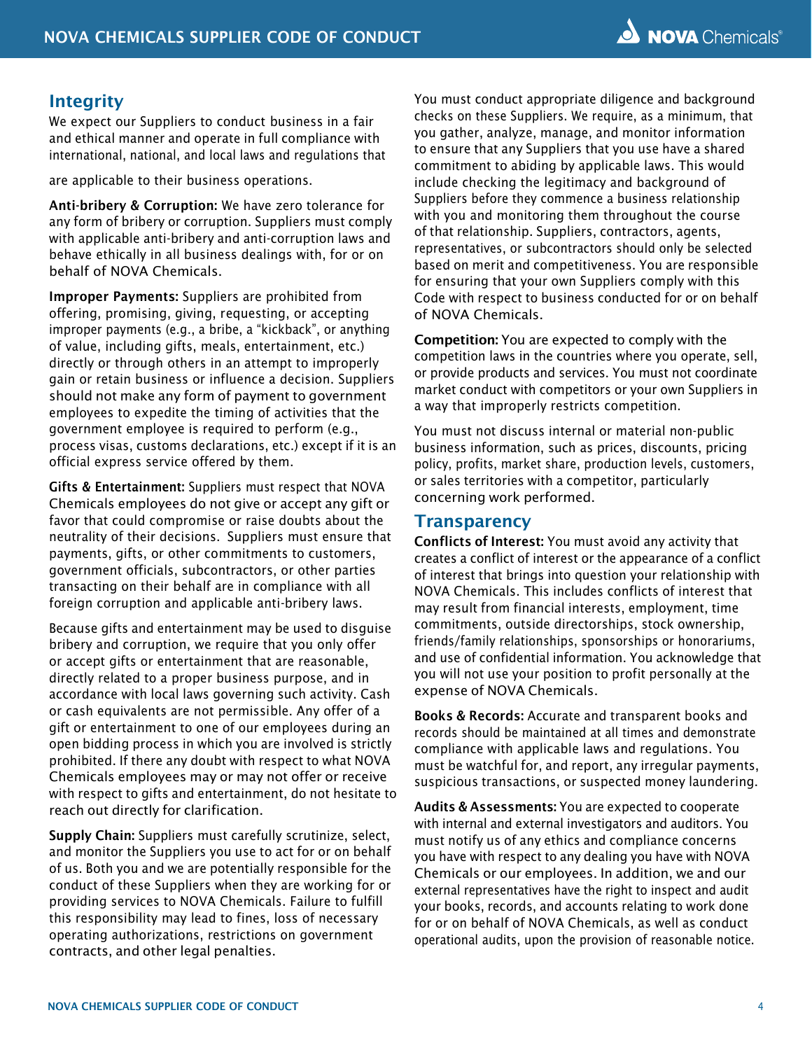## Integrity

We expect our Suppliers to conduct business in a fair and ethical manner and operate in full compliance with international, national, and local laws and regulations that are applicable to their business operations.

**Anti-bribery & Corruption:** We have zero tolerance for any form of bribery or corruption. Suppliers must comply with applicable anti-bribery and anti-corruption laws and behave ethically in all business dealings with, for or on behalf of NOVA Chemicals.

**Improper Payments:** Suppliers are prohibited from offering, promising, giving, requesting, or accepting improper payments (e.g., a bribe, a "kickback", or anything of value, including gifts, meals, entertainment, etc.) directly or through others in an attempt to improperly gain or retain business or influence a decision. Suppliers should not make any form of payment to government employees to expedite the timing of activities that the government employee is required to perform (e.g., process visas, customs declarations, etc.) except if it is an official express service offered by them.

**Gifts & Entertainment:** Suppliers must respect that NOVA Chemicals employees do not give or accept any gift or favor that could compromise or raise doubts about the neutrality of their decisions. Suppliers must ensure that payments, gifts, or other commitments to customers, government officials, subcontractors, or other parties transacting on their behalf are in compliance with all foreign corruption and applicable anti-bribery laws.

Because gifts and entertainment may be used to disguise bribery and corruption, we require that you only offer or accept gifts or entertainment that are reasonable, directly related to a proper business purpose, and in accordance with local laws governing such activity. Cash or cash equivalents are not permissible. Any offer of a gift or entertainment to one of our employees during an open bidding process in which you are involved is strictly prohibited. If there any doubt with respect to what NOVA Chemicals employees may or may not offer or receive with respect to gifts and entertainment, do not hesitate to reach out directly for clarification.

**Supply Chain:** Suppliers must carefully scrutinize, select, and monitor the Suppliers you use to act for or on behalf of us. Both you and we are potentially responsible for the conduct of these Suppliers when they are working for or providing services to NOVA Chemicals. Failure to fulfill this responsibility may lead to fines, loss of necessary operating authorizations, restrictions on government contracts, and other legal penalties.

You must conduct appropriate diligence and background checks on these Suppliers. We require, as a minimum, that you gather, analyze, manage, and monitor information to ensure that any Suppliers that you use have a shared commitment to abiding by applicable laws. This would include checking the legitimacy and background of Suppliers before they commence a business relationship with you and monitoring them throughout the course of that relationship. Suppliers, contractors, agents, representatives, or subcontractors should only be selected based on merit and competitiveness. You are responsible for ensuring that your own Suppliers comply with this Code with respect to business conducted for or on behalf of NOVA Chemicals.

**Competition:** You are expected to comply with the competition laws in the countries where you operate, sell, or provide products and services. You must not coordinate market conduct with competitors or your own Suppliers in a way that improperly restricts competition.

You must not discuss internal or material non-public business information, such as prices, discounts, pricing policy, profits, market share, production levels, customers, or sales territories with a competitor, particularly concerning work performed.

## Transparency

**Conflicts of Interest:** You must avoid any activity that creates a conflict of interest or the appearance of a conflict of interest that brings into question your relationship with NOVA Chemicals. This includes conflicts of interest that may result from financial interests, employment, time commitments, outside directorships, stock ownership, friends/family relationships, sponsorships or honorariums, and use of confidential information. You acknowledge that you will not use your position to profit personally at the expense of NOVA Chemicals.

**Books & Records:** Accurate and transparent books and records should be maintained at all times and demonstrate compliance with applicable laws and regulations. You must be watchful for, and report, any irregular payments, suspicious transactions, or suspected money laundering.

**Audits & Assessments:** You are expected to cooperate with internal and external investigators and auditors. You must notify us of any ethics and compliance concerns you have with respect to any dealing you have with NOVA Chemicals or our employees. In addition, we and our external representatives have the right to inspect and audit your books, records, and accounts relating to work done for or on behalf of NOVA Chemicals, as well as conduct operational audits, upon the provision of reasonable notice.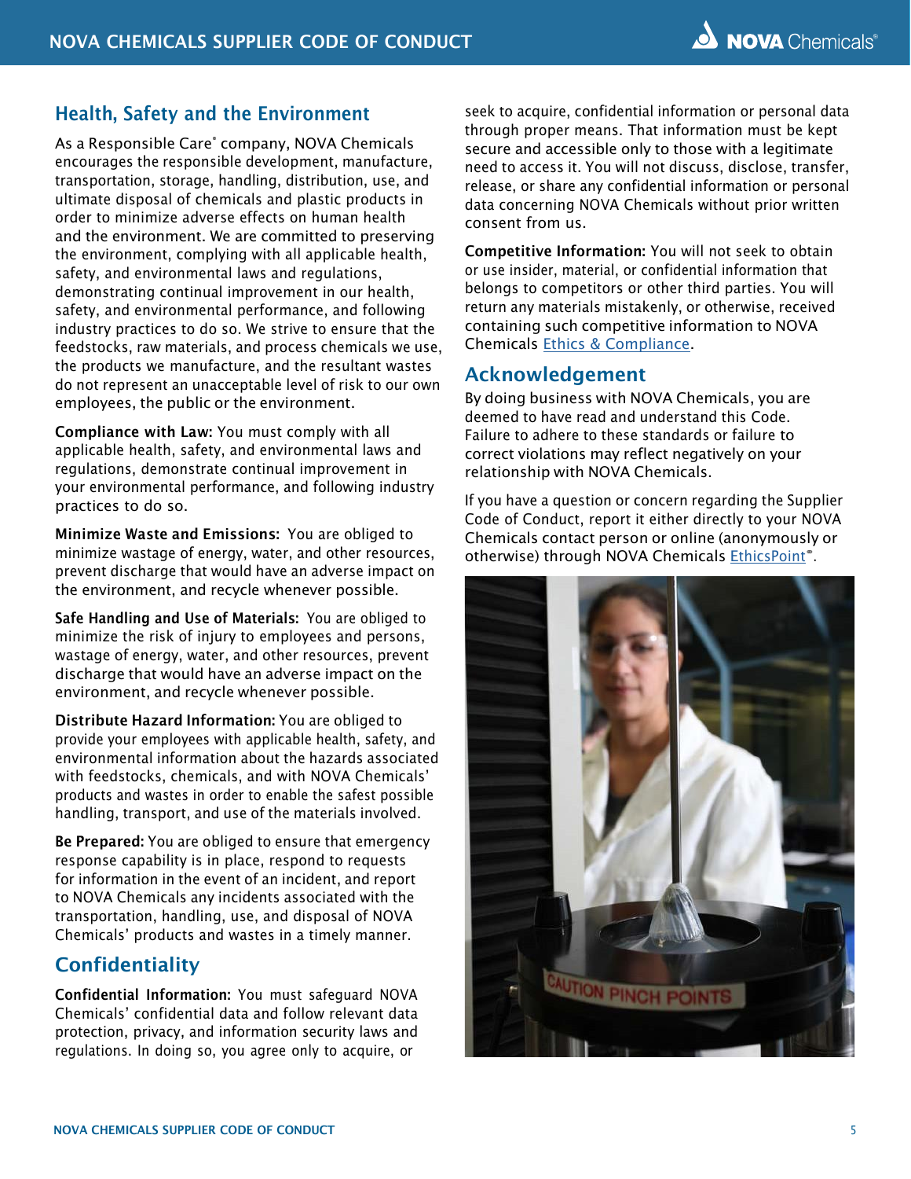## Health, Safety and the Environment

As a Responsible Care® company, NOVA Chemicals encourages the responsible development, manufacture, transportation, storage, handling, distribution, use, and ultimate disposal of chemicals and plastic products in order to minimize adverse effects on human health and the environment. We are committed to preserving the environment, complying with all applicable health, safety, and environmental laws and regulations, demonstrating continual improvement in our health, safety, and environmental performance, and following industry practices to do so. We strive to ensure that the feedstocks, raw materials, and process chemicals we use, the products we manufacture, and the resultant wastes do not represent an unacceptable level of risk to our own employees, the public or the environment.

**Compliance with Law:** You must comply with all applicable health, safety, and environmental laws and regulations, demonstrate continual improvement in your environmental performance, and following industry practices to do so.

**Minimize Waste and Emissions:** You are obliged to minimize wastage of energy, water, and other resources, prevent discharge that would have an adverse impact on the environment, and recycle whenever possible.

**Safe Handling and Use of Materials:** You are obliged to minimize the risk of injury to employees and persons, wastage of energy, water, and other resources, prevent discharge that would have an adverse impact on the environment, and recycle whenever possible.

**Distribute Hazard Information:** You are obliged to provide your employees with applicable health, safety, and environmental information about the hazards associated with feedstocks, chemicals, and with NOVA Chemicals' products and wastes in order to enable the safest possible handling, transport, and use of the materials involved.

**Be Prepared:** You are obliged to ensure that emergency response capability is in place, respond to requests for information in the event of an incident, and report to NOVA Chemicals any incidents associated with the transportation, handling, use, and disposal of NOVA Chemicals' products and wastes in a timely manner.

## Confidentiality

**Confidential Information:** You must safeguard NOVA Chemicals' confidential data and follow relevant data protection, privacy, and information security laws and regulations. In doing so, you agree only to acquire, or seek to acquire, confidential information or personal data through proper means. That information must be kept secure and accessible only to those with a legitimate need to access it. You will not discuss, disclose, transfer, release, or share any confidential information or personal data concerning NOVA Chemicals without prior written consent from us.

**Competitive Information:** You will not seek to obtain or use insider, material, or confidential information that belongs to competitors or other third parties. You will return any materials mistakenly, or otherwise, received containing such competitive information to NOVA Chemicals Ethics & Compliance.

## Acknowledgement

By doing business with NOVA Chemicals, you are deemed to have read and understand this Code. Failure to adhere to these standards or failure to correct violations may reflect negatively on your relationship with NOVA Chemicals.

If you have a question or concern regarding the Supplier Code of Conduct, report it either directly to your NOVA Chemicals contact person or online (anonymously or otherwise) through NOVA Chemicals EthicsPoint®.